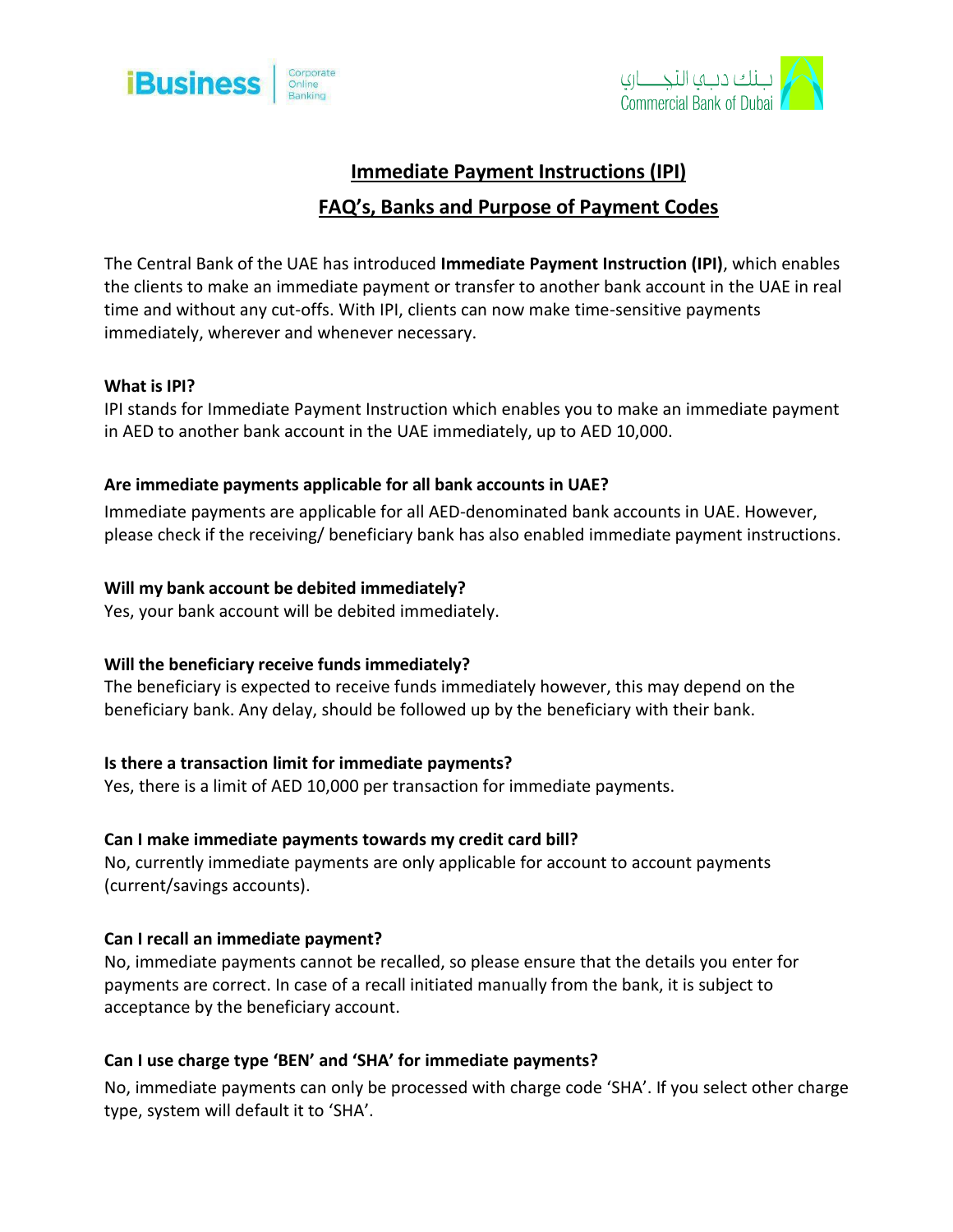iBusiness | Corporate Online Banking

بنك دبي التجاري
Commercial Bank of Dubai

# Immediate Payment Instructions (IPI)

## FAQ's, Banks and Purpose of Payment Codes

The Central Bank of the UAE has introduced **Immediate Payment Instruction (IPI)**, which enables the clients to make an immediate payment or transfer to another bank account in the UAE in real time and without any cut-offs. With IPI, clients can now make time-sensitive payments immediately, wherever and whenever necessary.

**What is IPI?**

IPI stands for Immediate Payment Instruction which enables you to make an immediate payment in AED to another bank account in the UAE immediately, up to AED 10,000.

**Are immediate payments applicable for all bank accounts in UAE?**

Immediate payments are applicable for all AED-denominated bank accounts in UAE. However, please check if the receiving/ beneficiary bank has also enabled immediate payment instructions.

**Will my bank account be debited immediately?**

Yes, your bank account will be debited immediately.

**Will the beneficiary receive funds immediately?**

The beneficiary is expected to receive funds immediately however, this may depend on the beneficiary bank. Any delay, should be followed up by the beneficiary with their bank.

**Is there a transaction limit for immediate payments?**

Yes, there is a limit of AED 10,000 per transaction for immediate payments.

**Can I make immediate payments towards my credit card bill?**

No, currently immediate payments are only applicable for account to account payments (current/savings accounts).

**Can I recall an immediate payment?**

No, immediate payments cannot be recalled, so please ensure that the details you enter for payments are correct. In case of a recall initiated manually from the bank, it is subject to acceptance by the beneficiary account.

**Can I use charge type 'BEN' and 'SHA' for immediate payments?**

No, immediate payments can only be processed with charge code 'SHA'. If you select other charge type, system will default it to 'SHA'.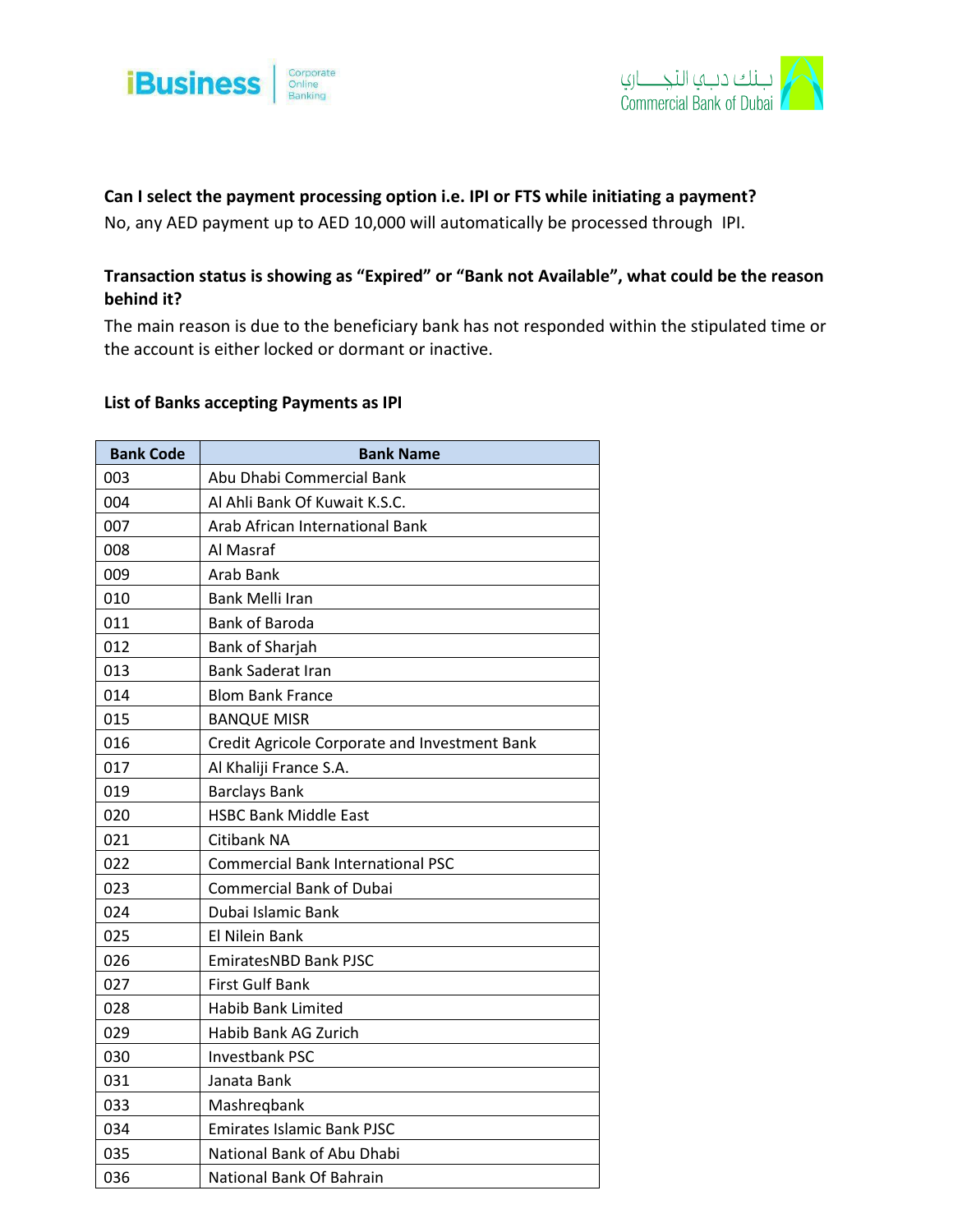**Can I select the payment processing option i.e. IPI or FTS while initiating a payment?**

No, any AED payment up to AED 10,000 will automatically be processed through IPI.

**Transaction status is showing as "Expired" or "Bank not Available", what could be the reason behind it?**

The main reason is due to the beneficiary bank has not responded within the stipulated time or the account is either locked or dormant or inactive.

**List of Banks accepting Payments as IPI**

| Bank Code | Bank Name |
|---|---|
| 003 | Abu Dhabi Commercial Bank |
| 004 | Al Ahli Bank Of Kuwait K.S.C. |
| 007 | Arab African International Bank |
| 008 | Al Masraf |
| 009 | Arab Bank |
| 010 | Bank Melli Iran |
| 011 | Bank of Baroda |
| 012 | Bank of Sharjah |
| 013 | Bank Saderat Iran |
| 014 | Blom Bank France |
| 015 | BANQUE MISR |
| 016 | Credit Agricole Corporate and Investment Bank |
| 017 | Al Khaliji France S.A. |
| 019 | Barclays Bank |
| 020 | HSBC Bank Middle East |
| 021 | Citibank NA |
| 022 | Commercial Bank International PSC |
| 023 | Commercial Bank of Dubai |
| 024 | Dubai Islamic Bank |
| 025 | El Nilein Bank |
| 026 | EmiratesNBD Bank PJSC |
| 027 | First Gulf Bank |
| 028 | Habib Bank Limited |
| 029 | Habib Bank AG Zurich |
| 030 | Investbank PSC |
| 031 | Janata Bank |
| 033 | Mashreqbank |
| 034 | Emirates Islamic Bank PJSC |
| 035 | National Bank of Abu Dhabi |
| 036 | National Bank Of Bahrain |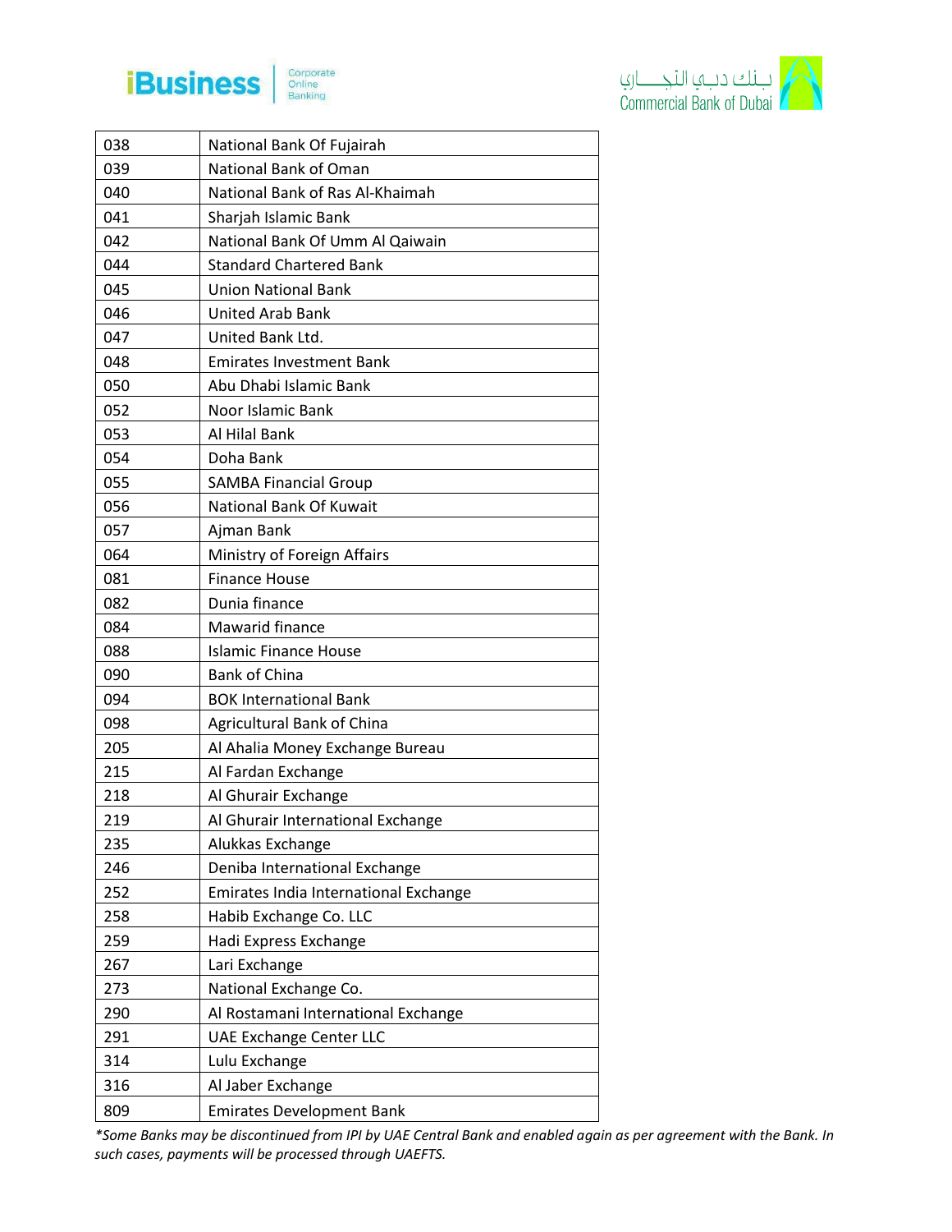| 038 | National Bank Of Fujairah |
|---|---|
| 039 | National Bank of Oman |
| 040 | National Bank of Ras Al-Khaimah |
| 041 | Sharjah Islamic Bank |
| 042 | National Bank Of Umm Al Qaiwain |
| 044 | Standard Chartered Bank |
| 045 | Union National Bank |
| 046 | United Arab Bank |
| 047 | United Bank Ltd. |
| 048 | Emirates Investment Bank |
| 050 | Abu Dhabi Islamic Bank |
| 052 | Noor Islamic Bank |
| 053 | Al Hilal Bank |
| 054 | Doha Bank |
| 055 | SAMBA Financial Group |
| 056 | National Bank Of Kuwait |
| 057 | Ajman Bank |
| 064 | Ministry of Foreign Affairs |
| 081 | Finance House |
| 082 | Dunia finance |
| 084 | Mawarid finance |
| 088 | Islamic Finance House |
| 090 | Bank of China |
| 094 | BOK International Bank |
| 098 | Agricultural Bank of China |
| 205 | Al Ahalia Money Exchange Bureau |
| 215 | Al Fardan Exchange |
| 218 | Al Ghurair Exchange |
| 219 | Al Ghurair International Exchange |
| 235 | Alukkas Exchange |
| 246 | Deniba International Exchange |
| 252 | Emirates India International Exchange |
| 258 | Habib Exchange Co. LLC |
| 259 | Hadi Express Exchange |
| 267 | Lari Exchange |
| 273 | National Exchange Co. |
| 290 | Al Rostamani International Exchange |
| 291 | UAE Exchange Center LLC |
| 314 | Lulu Exchange |
| 316 | Al Jaber Exchange |
| 809 | Emirates Development Bank |

*\*Some Banks may be discontinued from IPI by UAE Central Bank and enabled again as per agreement with the Bank. In such cases, payments will be processed through UAEFTS.*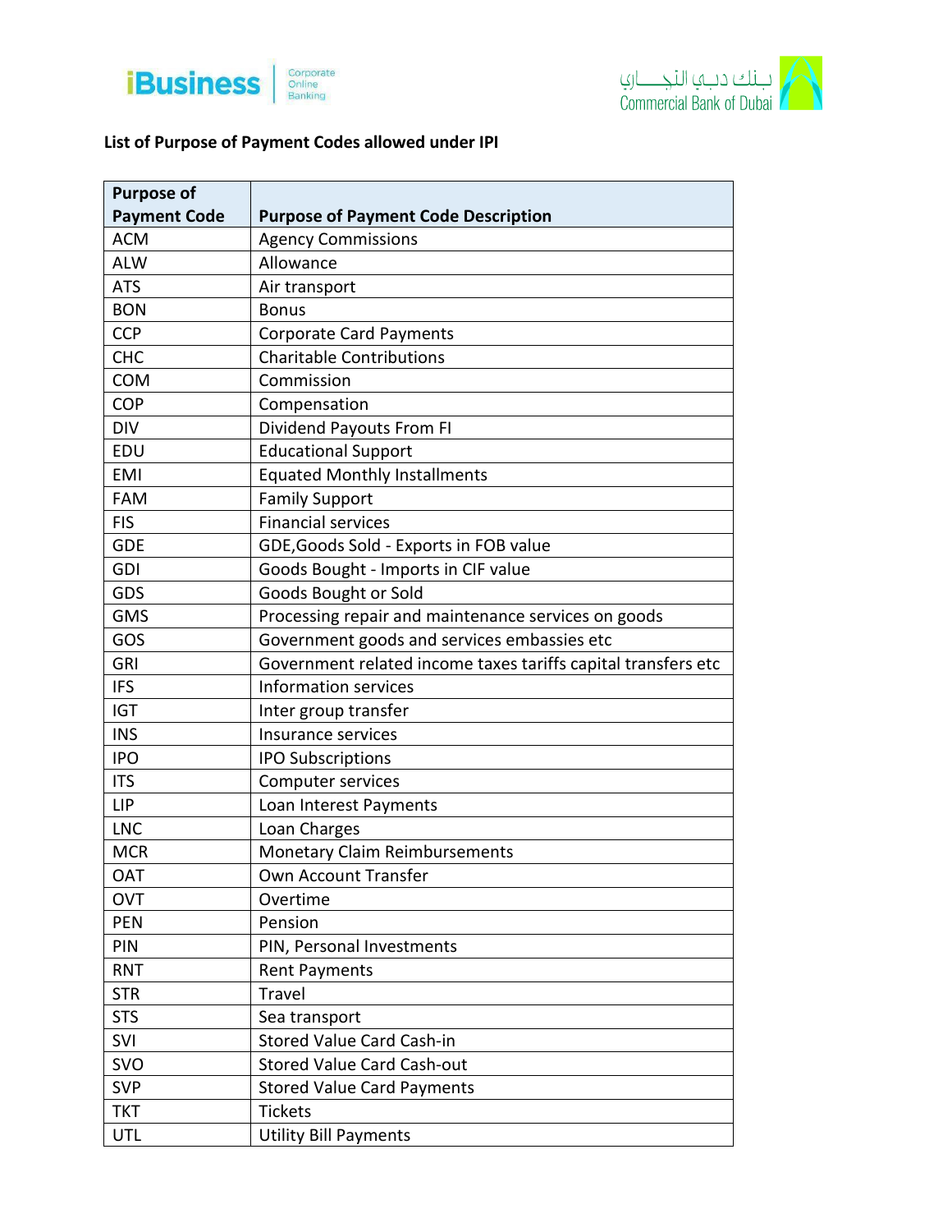**List of Purpose of Payment Codes allowed under IPI**

| Purpose of Payment Code | Purpose of Payment Code Description |
|---|---|
| ACM | Agency Commissions |
| ALW | Allowance |
| ATS | Air transport |
| BON | Bonus |
| CCP | Corporate Card Payments |
| CHC | Charitable Contributions |
| COM | Commission |
| COP | Compensation |
| DIV | Dividend Payouts From FI |
| EDU | Educational Support |
| EMI | Equated Monthly Installments |
| FAM | Family Support |
| FIS | Financial services |
| GDE | GDE,Goods Sold - Exports in FOB value |
| GDI | Goods Bought - Imports in CIF value |
| GDS | Goods Bought or Sold |
| GMS | Processing repair and maintenance services on goods |
| GOS | Government goods and services embassies etc |
| GRI | Government related income taxes tariffs capital transfers etc |
| IFS | Information services |
| IGT | Inter group transfer |
| INS | Insurance services |
| IPO | IPO Subscriptions |
| ITS | Computer services |
| LIP | Loan Interest Payments |
| LNC | Loan Charges |
| MCR | Monetary Claim Reimbursements |
| OAT | Own Account Transfer |
| OVT | Overtime |
| PEN | Pension |
| PIN | PIN, Personal Investments |
| RNT | Rent Payments |
| STR | Travel |
| STS | Sea transport |
| SVI | Stored Value Card Cash-in |
| SVO | Stored Value Card Cash-out |
| SVP | Stored Value Card Payments |
| TKT | Tickets |
| UTL | Utility Bill Payments |